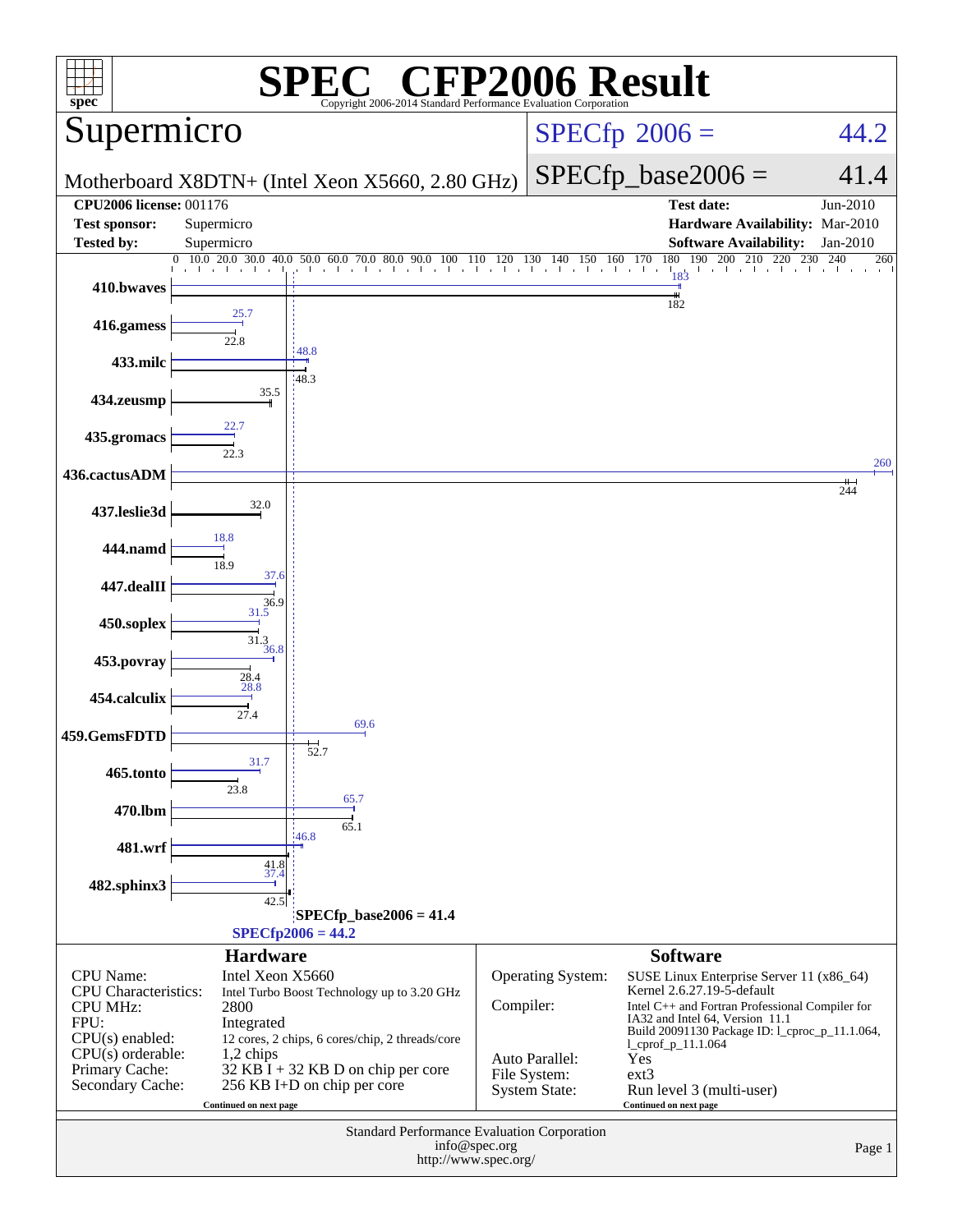# SPEC CFP2006 Result

Copyright 2006-2014 Standard Performance Evaluation Corporation

## Supermicro

Motherboard X8DTN+ (Intel Xeon X5660, 2.80 GHz)

SPECfp 2006 = 44.2

SPECfp_base2006 = 41.4

| | | | |
|---|---|---|---|
| **CPU2006 license:** 001176 | | **Test date:** | Jun-2010 |
| **Test sponsor:** | Supermicro | **Hardware Availability:** | Mar-2010 |
| **Tested by:** | Supermicro | **Software Availability:** | Jan-2010 |

| Benchmark | Peak | Base |
|---|---|---|
| 410.bwaves | 183 | 182 |
| 416.gamess | 25.7 | 22.8 |
| 433.milc | 48.8 | 48.3 |
| 434.zeusmp | | 35.5 |
| 435.gromacs | 22.7 | 22.3 |
| 436.cactusADM | 260 | 244 |
| 437.leslie3d | | 32.0 |
| 444.namd | 18.8 | 18.9 |
| 447.dealII | 37.6 | 36.9 |
| 450.soplex | 31.5 | 31.3 |
| 453.povray | 36.8 | 28.4 |
| 454.calculix | 28.8 | 27.4 |
| 459.GemsFDTD | 69.6 | 52.7 |
| 465.tonto | 31.7 | 23.8 |
| 470.lbm | 65.7 | 65.1 |
| 481.wrf | 46.8 | 41.8 |
| 482.sphinx3 | 37.4 | 42.5 |

SPECfp_base2006 = 41.4

SPECfp2006 = 44.2

### Hardware

| | |
|---|---|
| CPU Name: | Intel Xeon X5660 |
| CPU Characteristics: | Intel Turbo Boost Technology up to 3.20 GHz |
| CPU MHz: | 2800 |
| FPU: | Integrated |
| CPU(s) enabled: | 12 cores, 2 chips, 6 cores/chip, 2 threads/core |
| CPU(s) orderable: | 1,2 chips |
| Primary Cache: | 32 KB I + 32 KB D on chip per core |
| Secondary Cache: | 256 KB I+D on chip per core |

Continued on next page

### Software

| | |
|---|---|
| Operating System: | SUSE Linux Enterprise Server 11 (x86_64) Kernel 2.6.27.19-5-default |
| Compiler: | Intel C++ and Fortran Professional Compiler for IA32 and Intel 64, Version 11.1 Build 20091130 Package ID: l_cproc_p_11.1.064, l_cprof_p_11.1.064 |
| Auto Parallel: | Yes |
| File System: | ext3 |
| System State: | Run level 3 (multi-user) |

Continued on next page

Standard Performance Evaluation Corporation
info@spec.org
http://www.spec.org/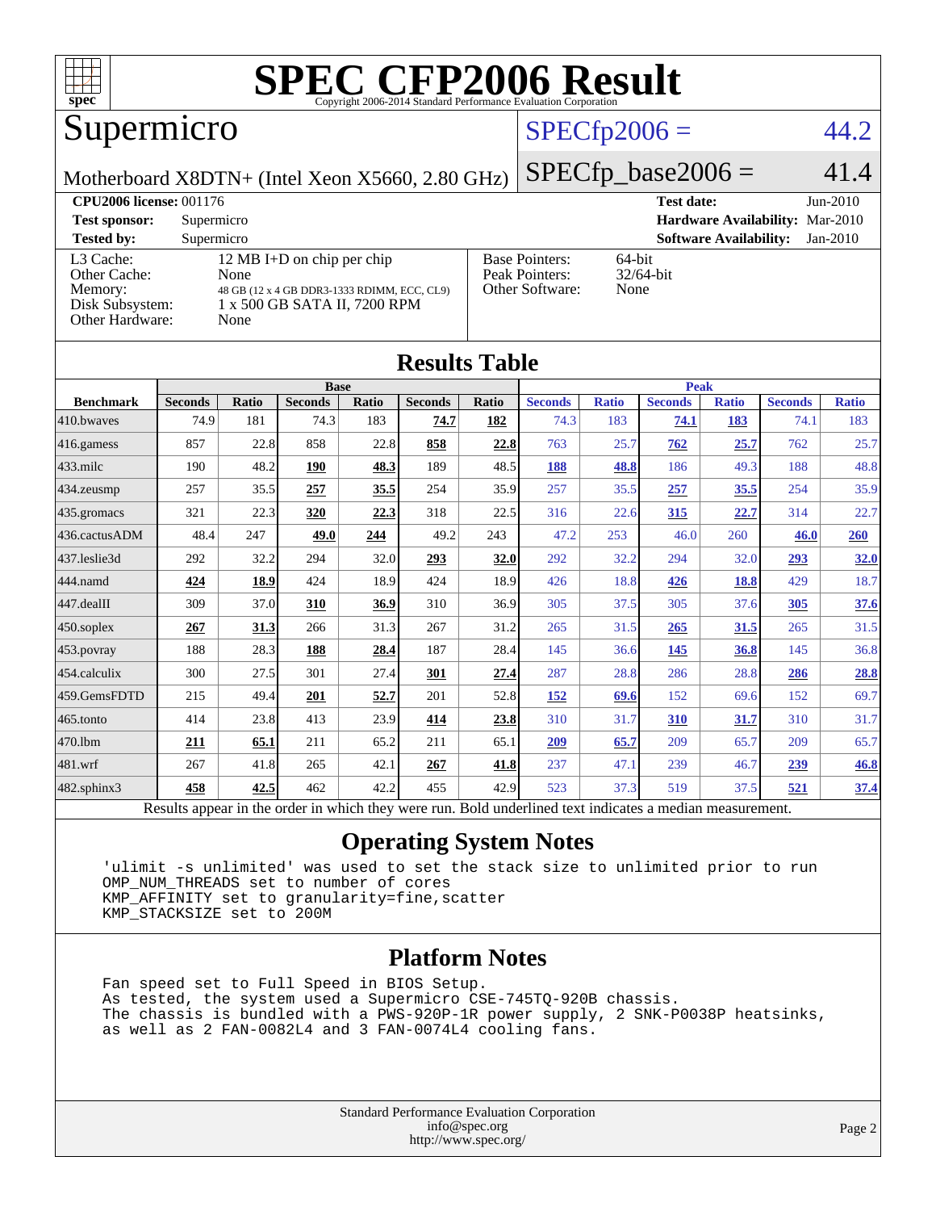# SPEC CFP2006 Result

Copyright 2006-2014 Standard Performance Evaluation Corporation

## Supermicro

Motherboard X8DTN+ (Intel Xeon X5660, 2.80 GHz)

SPECfp2006 = 44.2

SPECfp_base2006 = 41.4

| | | | |
|---|---|---|---|
| **CPU2006 license:** 001176 | | **Test date:** | Jun-2010 |
| **Test sponsor:** | Supermicro | **Hardware Availability:** | Mar-2010 |
| **Tested by:** | Supermicro | **Software Availability:** | Jan-2010 |

| | |
|---|---|
| L3 Cache: | 12 MB I+D on chip per chip |
| Other Cache: | None |
| Memory: | 48 GB (12 x 4 GB DDR3-1333 RDIMM, ECC, CL9) |
| Disk Subsystem: | 1 x 500 GB SATA II, 7200 RPM |
| Other Hardware: | None |

| | |
|---|---|
| Base Pointers: | 64-bit |
| Peak Pointers: | 32/64-bit |
| Other Software: | None |

## Results Table

| Benchmark | Base | | | | | | Peak | | | | | |
|---|---|---|---|---|---|---|---|---|---|---|---|---|
| | Seconds | Ratio | Seconds | Ratio | Seconds | Ratio | Seconds | Ratio | Seconds | Ratio | Seconds | Ratio |
| 410.bwaves | 74.9 | 181 | 74.3 | 183 | **74.7** | **182** | 74.3 | 183 | **74.1** | **183** | 74.1 | 183 |
| 416.gamess | 857 | 22.8 | 858 | 22.8 | **858** | **22.8** | 763 | 25.7 | **762** | **25.7** | 762 | 25.7 |
| 433.milc | 190 | 48.2 | **190** | **48.3** | 189 | 48.5 | **188** | **48.8** | 186 | 49.3 | 188 | 48.8 |
| 434.zeusmp | 257 | 35.5 | **257** | **35.5** | 254 | 35.9 | 257 | 35.5 | **257** | **35.5** | 254 | 35.9 |
| 435.gromacs | 321 | 22.3 | **320** | **22.3** | 318 | 22.5 | 316 | 22.6 | **315** | **22.7** | 314 | 22.7 |
| 436.cactusADM | 48.4 | 247 | **49.0** | **244** | 49.2 | 243 | 47.2 | 253 | 46.0 | 260 | **46.0** | **260** |
| 437.leslie3d | 292 | 32.2 | 294 | 32.0 | **293** | **32.0** | 292 | 32.2 | 294 | 32.0 | **293** | **32.0** |
| 444.namd | **424** | **18.9** | 424 | 18.9 | 424 | 18.9 | 426 | 18.8 | **426** | **18.8** | 429 | 18.7 |
| 447.dealII | 309 | 37.0 | **310** | **36.9** | 310 | 36.9 | 305 | 37.5 | 305 | 37.6 | **305** | **37.6** |
| 450.soplex | **267** | **31.3** | 266 | 31.3 | 267 | 31.2 | 265 | 31.5 | **265** | **31.5** | 265 | 31.5 |
| 453.povray | 188 | 28.3 | **188** | **28.4** | 187 | 28.4 | 145 | 36.6 | **145** | **36.8** | 145 | 36.8 |
| 454.calculix | 300 | 27.5 | 301 | 27.4 | **301** | **27.4** | 287 | 28.8 | 286 | 28.8 | **286** | **28.8** |
| 459.GemsFDTD | 215 | 49.4 | **201** | **52.7** | 201 | 52.8 | **152** | **69.6** | 152 | 69.6 | 152 | 69.7 |
| 465.tonto | 414 | 23.8 | 413 | 23.9 | **414** | **23.8** | 310 | 31.7 | **310** | **31.7** | 310 | 31.7 |
| 470.lbm | **211** | **65.1** | 211 | 65.2 | 211 | 65.1 | **209** | **65.7** | 209 | 65.7 | 209 | 65.7 |
| 481.wrf | 267 | 41.8 | 265 | 42.1 | **267** | **41.8** | 237 | 47.1 | 239 | 46.7 | **239** | **46.8** |
| 482.sphinx3 | **458** | **42.5** | 462 | 42.2 | 455 | 42.9 | 523 | 37.3 | 519 | 37.5 | **521** | **37.4** |

Results appear in the order in which they were run. Bold underlined text indicates a median measurement.

## Operating System Notes

```
'ulimit -s unlimited' was used to set the stack size to unlimited prior to run
OMP_NUM_THREADS set to number of cores
KMP_AFFINITY set to granularity=fine,scatter
KMP_STACKSIZE set to 200M
```

## Platform Notes

```
Fan speed set to Full Speed in BIOS Setup.
As tested, the system used a Supermicro CSE-745TQ-920B chassis.
The chassis is bundled with a PWS-920P-1R power supply, 2 SNK-P0038P heatsinks,
as well as 2 FAN-0082L4 and 3 FAN-0074L4 cooling fans.
```

Standard Performance Evaluation Corporation
info@spec.org
http://www.spec.org/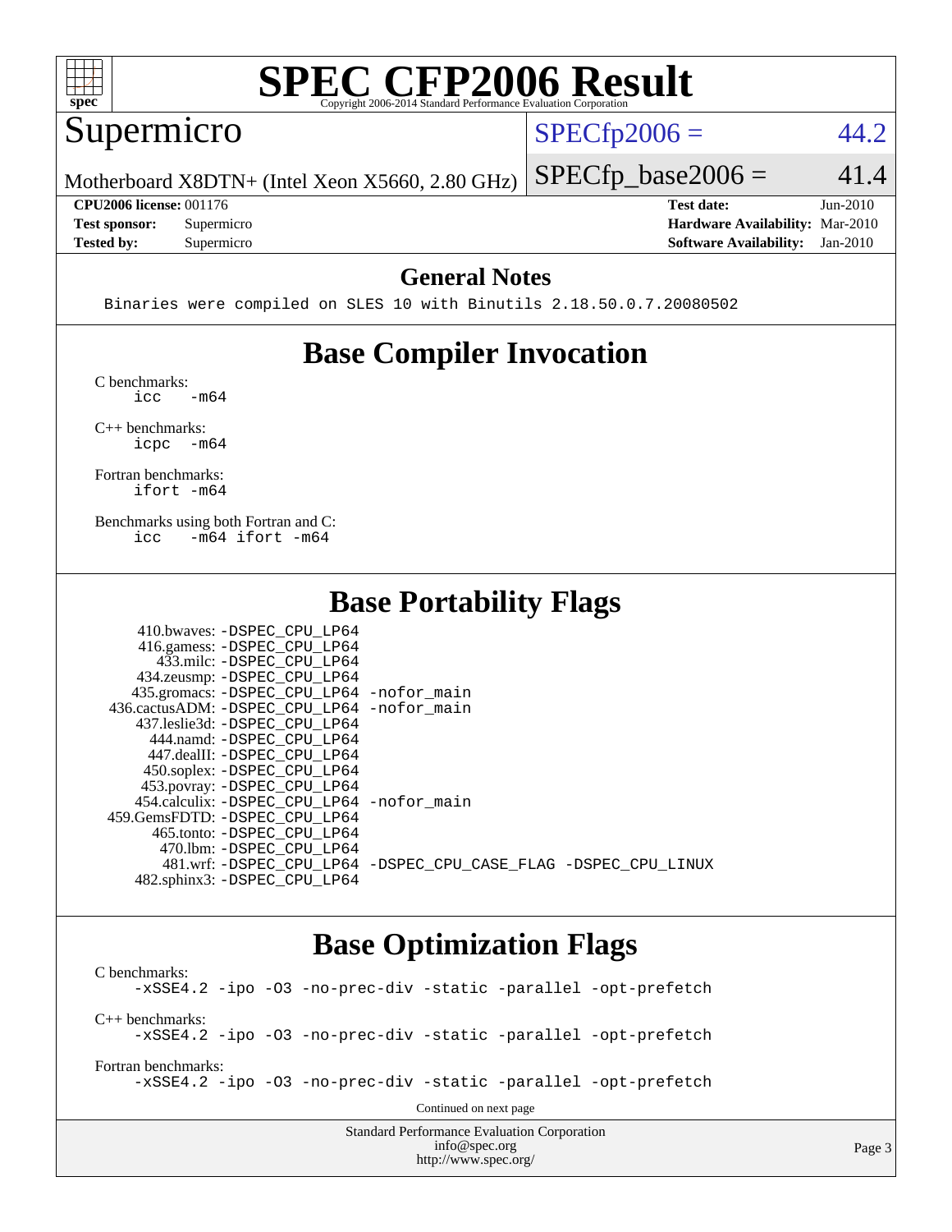# SPEC CFP2006 Result

Copyright 2006-2014 Standard Performance Evaluation Corporation

## Supermicro

Motherboard X8DTN+ (Intel Xeon X5660, 2.80 GHz)

SPECfp2006 = 44.2

SPECfp_base2006 = 41.4

**CPU2006 license:** 001176
**Test sponsor:** Supermicro
**Tested by:** Supermicro

**Test date:** Jun-2010
**Hardware Availability:** Mar-2010
**Software Availability:** Jan-2010

## General Notes

```
Binaries were compiled on SLES 10 with Binutils 2.18.50.0.7.20080502
```

## Base Compiler Invocation

C benchmarks:
```
icc   -m64
```

C++ benchmarks:
```
icpc  -m64
```

Fortran benchmarks:
```
ifort -m64
```

Benchmarks using both Fortran and C:
```
icc   -m64 ifort -m64
```

## Base Portability Flags

| | |
|---|---|
| 410.bwaves: | -DSPEC_CPU_LP64 |
| 416.gamess: | -DSPEC_CPU_LP64 |
| 433.milc: | -DSPEC_CPU_LP64 |
| 434.zeusmp: | -DSPEC_CPU_LP64 |
| 435.gromacs: | -DSPEC_CPU_LP64 -nofor_main |
| 436.cactusADM: | -DSPEC_CPU_LP64 -nofor_main |
| 437.leslie3d: | -DSPEC_CPU_LP64 |
| 444.namd: | -DSPEC_CPU_LP64 |
| 447.dealII: | -DSPEC_CPU_LP64 |
| 450.soplex: | -DSPEC_CPU_LP64 |
| 453.povray: | -DSPEC_CPU_LP64 |
| 454.calculix: | -DSPEC_CPU_LP64 -nofor_main |
| 459.GemsFDTD: | -DSPEC_CPU_LP64 |
| 465.tonto: | -DSPEC_CPU_LP64 |
| 470.lbm: | -DSPEC_CPU_LP64 |
| 481.wrf: | -DSPEC_CPU_LP64 -DSPEC_CPU_CASE_FLAG -DSPEC_CPU_LINUX |
| 482.sphinx3: | -DSPEC_CPU_LP64 |

## Base Optimization Flags

C benchmarks:
```
-xSSE4.2 -ipo -O3 -no-prec-div -static -parallel -opt-prefetch
```

C++ benchmarks:
```
-xSSE4.2 -ipo -O3 -no-prec-div -static -parallel -opt-prefetch
```

Fortran benchmarks:
```
-xSSE4.2 -ipo -O3 -no-prec-div -static -parallel -opt-prefetch
```

Continued on next page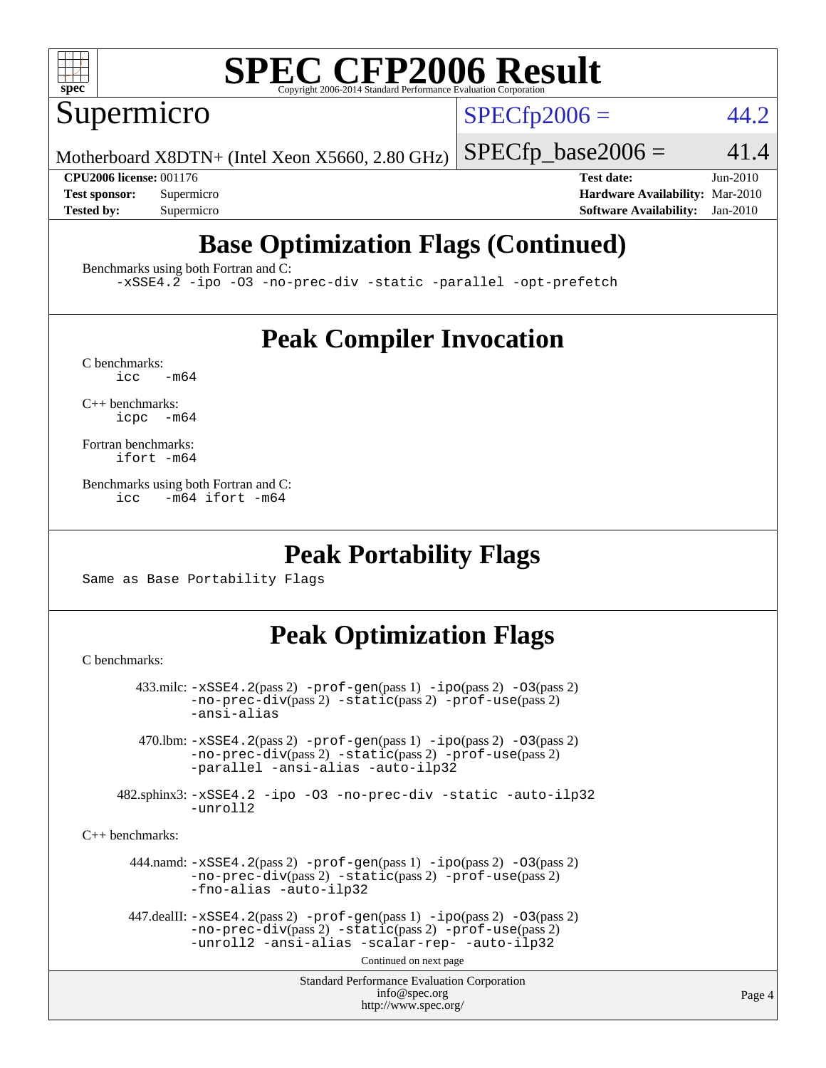# SPEC CFP2006 Result

Copyright 2006-2014 Standard Performance Evaluation Corporation

## Supermicro

Motherboard X8DTN+ (Intel Xeon X5660, 2.80 GHz)

SPECfp2006 = 44.2

SPECfp_base2006 = 41.4

| | | | |
|---|---|---|---|
| **CPU2006 license:** | 001176 | **Test date:** | Jun-2010 |
| **Test sponsor:** | Supermicro | **Hardware Availability:** | Mar-2010 |
| **Tested by:** | Supermicro | **Software Availability:** | Jan-2010 |

## Base Optimization Flags (Continued)

Benchmarks using both Fortran and C:

```
-xSSE4.2 -ipo -O3 -no-prec-div -static -parallel -opt-prefetch
```

## Peak Compiler Invocation

C benchmarks:

```
icc   -m64
```

C++ benchmarks:

```
icpc  -m64
```

Fortran benchmarks:

```
ifort -m64
```

Benchmarks using both Fortran and C:

```
icc   -m64 ifort -m64
```

## Peak Portability Flags

Same as Base Portability Flags

## Peak Optimization Flags

C benchmarks:

433.milc: -xSSE4.2(pass 2) -prof-gen(pass 1) -ipo(pass 2) -O3(pass 2) -no-prec-div(pass 2) -static(pass 2) -prof-use(pass 2) -ansi-alias

470.lbm: -xSSE4.2(pass 2) -prof-gen(pass 1) -ipo(pass 2) -O3(pass 2) -no-prec-div(pass 2) -static(pass 2) -prof-use(pass 2) -parallel -ansi-alias -auto-ilp32

482.sphinx3: -xSSE4.2 -ipo -O3 -no-prec-div -static -auto-ilp32 -unroll2

C++ benchmarks:

444.namd: -xSSE4.2(pass 2) -prof-gen(pass 1) -ipo(pass 2) -O3(pass 2) -no-prec-div(pass 2) -static(pass 2) -prof-use(pass 2) -fno-alias -auto-ilp32

447.dealII: -xSSE4.2(pass 2) -prof-gen(pass 1) -ipo(pass 2) -O3(pass 2) -no-prec-div(pass 2) -static(pass 2) -prof-use(pass 2) -unroll2 -ansi-alias -scalar-rep- -auto-ilp32

Continued on next page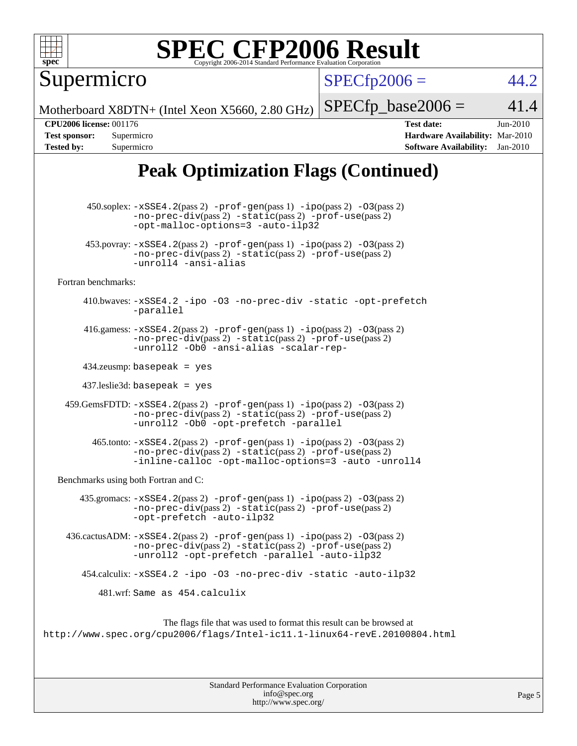# SPEC CFP2006 Result

Copyright 2006-2014 Standard Performance Evaluation Corporation

**Supermicro**

Motherboard X8DTN+ (Intel Xeon X5660, 2.80 GHz)

SPECfp2006 = 44.2

SPECfp_base2006 = 41.4

| | | | |
|---|---|---|---|
| **CPU2006 license:** 001176 | | **Test date:** | Jun-2010 |
| **Test sponsor:** | Supermicro | **Hardware Availability:** | Mar-2010 |
| **Tested by:** | Supermicro | **Software Availability:** | Jan-2010 |

## Peak Optimization Flags (Continued)

450.soplex: `-xSSE4.2`(pass 2) `-prof-gen`(pass 1) `-ipo`(pass 2) `-O3`(pass 2) `-no-prec-div`(pass 2) `-static`(pass 2) `-prof-use`(pass 2) `-opt-malloc-options=3 -auto-ilp32`

453.povray: `-xSSE4.2`(pass 2) `-prof-gen`(pass 1) `-ipo`(pass 2) `-O3`(pass 2) `-no-prec-div`(pass 2) `-static`(pass 2) `-prof-use`(pass 2) `-unroll4 -ansi-alias`

Fortran benchmarks:

410.bwaves: `-xSSE4.2 -ipo -O3 -no-prec-div -static -opt-prefetch -parallel`

416.gamess: `-xSSE4.2`(pass 2) `-prof-gen`(pass 1) `-ipo`(pass 2) `-O3`(pass 2) `-no-prec-div`(pass 2) `-static`(pass 2) `-prof-use`(pass 2) `-unroll2 -Ob0 -ansi-alias -scalar-rep-`

434.zeusmp: `basepeak = yes`

437.leslie3d: `basepeak = yes`

459.GemsFDTD: `-xSSE4.2`(pass 2) `-prof-gen`(pass 1) `-ipo`(pass 2) `-O3`(pass 2) `-no-prec-div`(pass 2) `-static`(pass 2) `-prof-use`(pass 2) `-unroll2 -Ob0 -opt-prefetch -parallel`

465.tonto: `-xSSE4.2`(pass 2) `-prof-gen`(pass 1) `-ipo`(pass 2) `-O3`(pass 2) `-no-prec-div`(pass 2) `-static`(pass 2) `-prof-use`(pass 2) `-inline-calloc -opt-malloc-options=3 -auto -unroll4`

Benchmarks using both Fortran and C:

435.gromacs: `-xSSE4.2`(pass 2) `-prof-gen`(pass 1) `-ipo`(pass 2) `-O3`(pass 2) `-no-prec-div`(pass 2) `-static`(pass 2) `-prof-use`(pass 2) `-opt-prefetch -auto-ilp32`

436.cactusADM: `-xSSE4.2`(pass 2) `-prof-gen`(pass 1) `-ipo`(pass 2) `-O3`(pass 2) `-no-prec-div`(pass 2) `-static`(pass 2) `-prof-use`(pass 2) `-unroll2 -opt-prefetch -parallel -auto-ilp32`

454.calculix: `-xSSE4.2 -ipo -O3 -no-prec-div -static -auto-ilp32`

481.wrf: `Same as 454.calculix`

The flags file that was used to format this result can be browsed at
http://www.spec.org/cpu2006/flags/Intel-ic11.1-linux64-revE.20100804.html

Standard Performance Evaluation Corporation
info@spec.org
http://www.spec.org/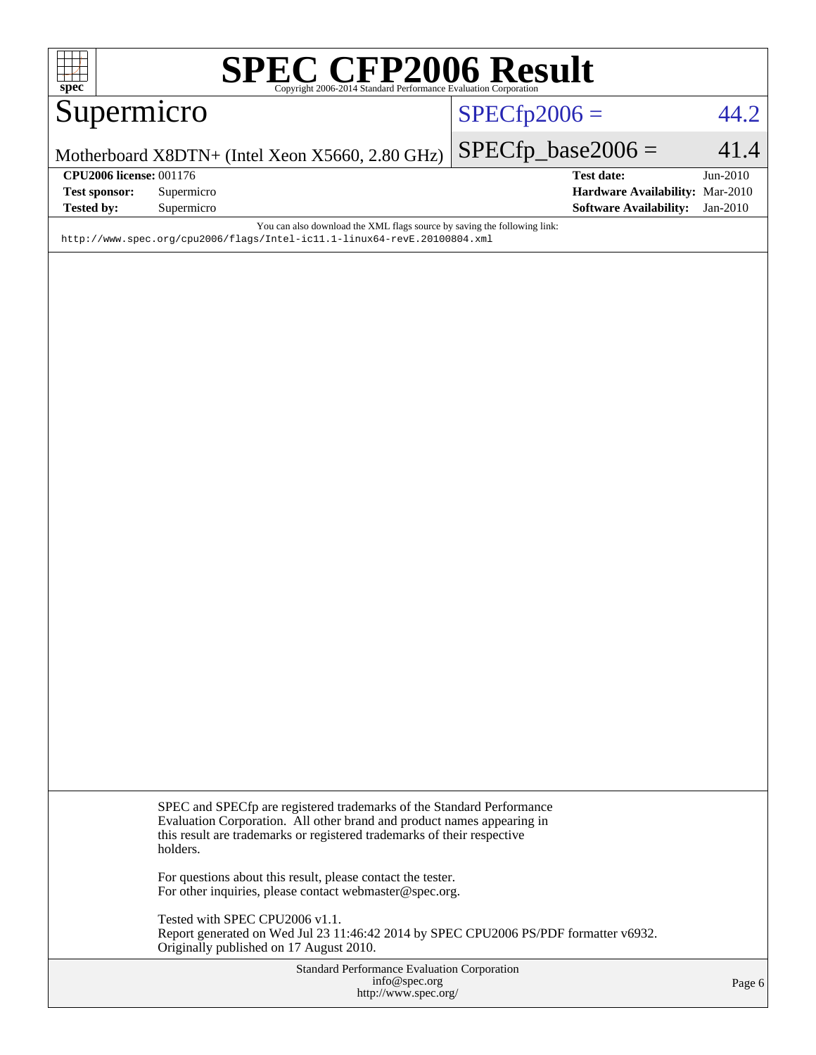You can also download the XML flags source by saving the following link:
http://www.spec.org/cpu2006/flags/Intel-ic11.1-linux64-revE.20100804.xml

SPEC and SPECfp are registered trademarks of the Standard Performance Evaluation Corporation. All other brand and product names appearing in this result are trademarks or registered trademarks of their respective holders.

For questions about this result, please contact the tester.
For other inquiries, please contact webmaster@spec.org.

Tested with SPEC CPU2006 v1.1.
Report generated on Wed Jul 23 11:46:42 2014 by SPEC CPU2006 PS/PDF formatter v6932.
Originally published on 17 August 2010.